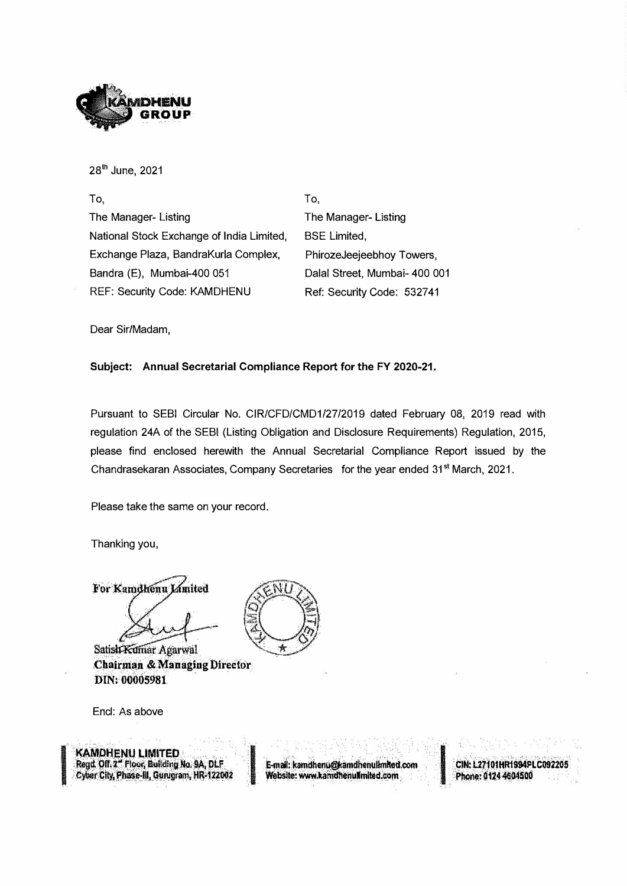KAMDHENU GROUP

28th June, 2021

| To, | To, |
|---|---|
| The Manager- Listing | The Manager- Listing |
| National Stock Exchange of India Limited, | BSE Limited, |
| Exchange Plaza, BandraKurla Complex, | PhirozeJeejeebhoy Towers, |
| Bandra (E), Mumbai-400 051 | Dalal Street, Mumbai- 400 001 |
| REF: Security Code: KAMDHENU | Ref: Security Code: 532741 |

Dear Sir/Madam,

**Subject: Annual Secretarial Compliance Report for the FY 2020-21.**

Pursuant to SEBI Circular No. CIR/CFD/CMD1/27/2019 dated February 08, 2019 read with regulation 24A of the SEBI (Listing Obligation and Disclosure Requirements) Regulation, 2015, please find enclosed herewith the Annual Secretarial Compliance Report issued by the Chandrasekaran Associates, Company Secretaries for the year ended 31st March, 2021.

Please take the same on your record.

Thanking you,

For Kamdhenu Limited

Satish Kumar Agarwal
**Chairman & Managing Director**
**DIN: 00005981**

Encl: As above

**KAMDHENU LIMITED**
Regd. Off. 2nd Floor, Building No. 9A, DLF Cyber City, Phase-III, Gurugram, HR-122002
E-mail: kamdhenu@kamdhenulimited.com
Website: www.kamdhenulimited.com
CIN: L27101HR1994PLC092205
Phone: 0124 4604500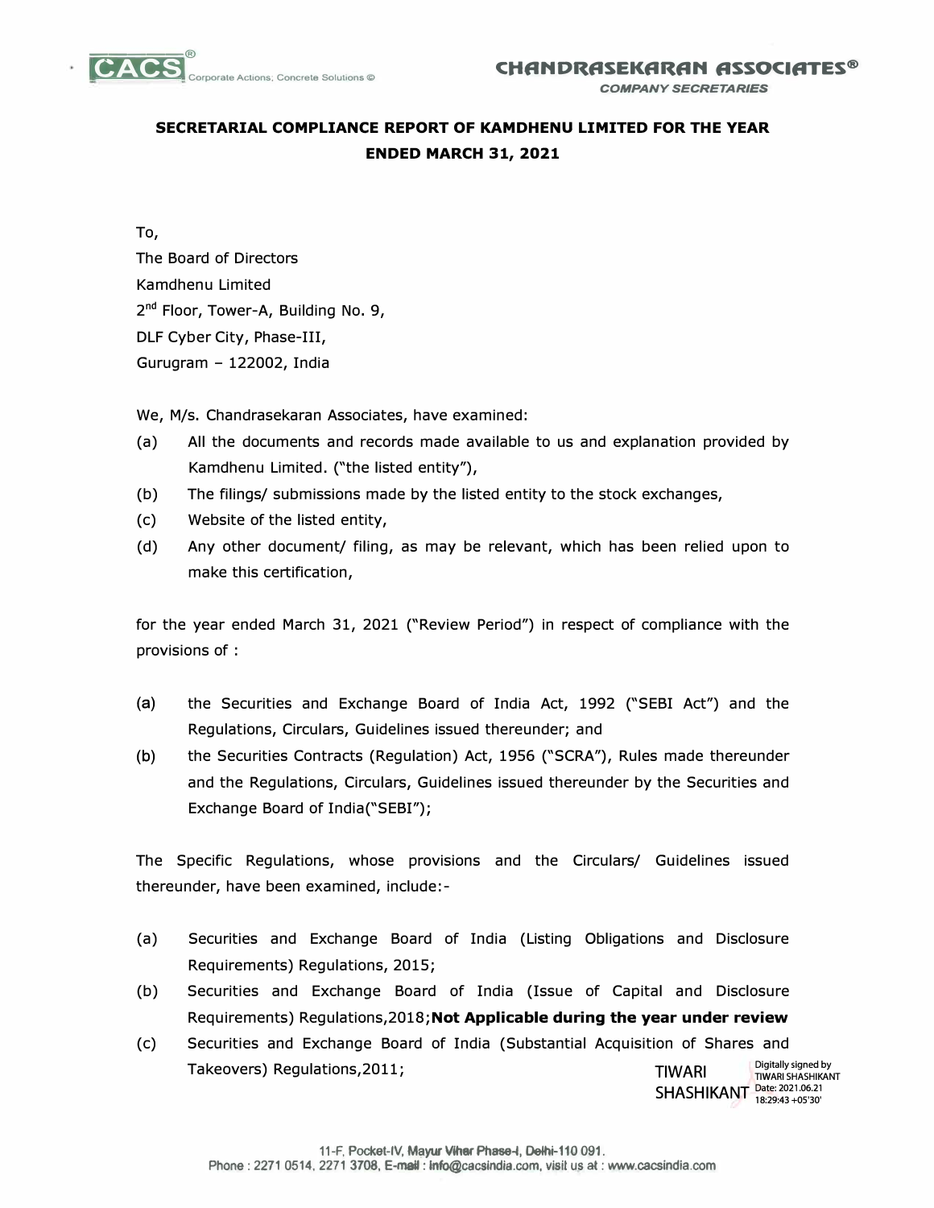**SECRETARIAL COMPLIANCE REPORT OF KAMDHENU LIMITED FOR THE YEAR ENDED MARCH 31, 2021**

To,
The Board of Directors
Kamdhenu Limited
2nd Floor, Tower-A, Building No. 9,
DLF Cyber City, Phase-III,
Gurugram – 122002, India

We, M/s. Chandrasekaran Associates, have examined:

(a) All the documents and records made available to us and explanation provided by Kamdhenu Limited. ("the listed entity"),
(b) The filings/ submissions made by the listed entity to the stock exchanges,
(c) Website of the listed entity,
(d) Any other document/ filing, as may be relevant, which has been relied upon to make this certification,

for the year ended March 31, 2021 ("Review Period") in respect of compliance with the provisions of :

(a) the Securities and Exchange Board of India Act, 1992 ("SEBI Act") and the Regulations, Circulars, Guidelines issued thereunder; and
(b) the Securities Contracts (Regulation) Act, 1956 ("SCRA"), Rules made thereunder and the Regulations, Circulars, Guidelines issued thereunder by the Securities and Exchange Board of India("SEBI");

The Specific Regulations, whose provisions and the Circulars/ Guidelines issued thereunder, have been examined, include:-

(a) Securities and Exchange Board of India (Listing Obligations and Disclosure Requirements) Regulations, 2015;
(b) Securities and Exchange Board of India (Issue of Capital and Disclosure Requirements) Regulations,2018;**Not Applicable during the year under review**
(c) Securities and Exchange Board of India (Substantial Acquisition of Shares and Takeovers) Regulations,2011;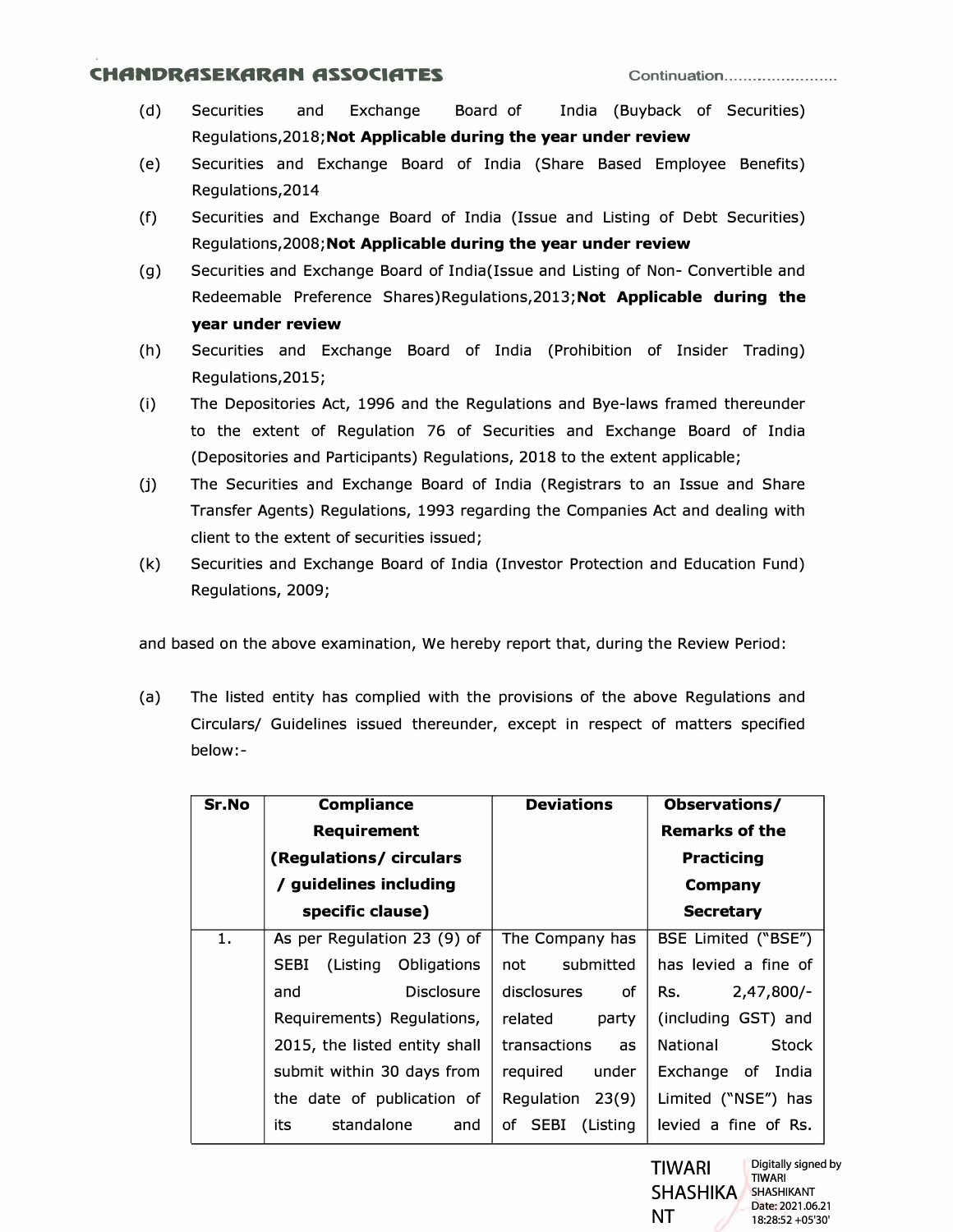(d) Securities and Exchange Board of India (Buyback of Securities) Regulations,2018;**Not Applicable during the year under review**

(e) Securities and Exchange Board of India (Share Based Employee Benefits) Regulations,2014

(f) Securities and Exchange Board of India (Issue and Listing of Debt Securities) Regulations,2008;**Not Applicable during the year under review**

(g) Securities and Exchange Board of India(Issue and Listing of Non- Convertible and Redeemable Preference Shares)Regulations,2013;**Not Applicable during the year under review**

(h) Securities and Exchange Board of India (Prohibition of Insider Trading) Regulations,2015;

(i) The Depositories Act, 1996 and the Regulations and Bye-laws framed thereunder to the extent of Regulation 76 of Securities and Exchange Board of India (Depositories and Participants) Regulations, 2018 to the extent applicable;

(j) The Securities and Exchange Board of India (Registrars to an Issue and Share Transfer Agents) Regulations, 1993 regarding the Companies Act and dealing with client to the extent of securities issued;

(k) Securities and Exchange Board of India (Investor Protection and Education Fund) Regulations, 2009;

and based on the above examination, We hereby report that, during the Review Period:

(a) The listed entity has complied with the provisions of the above Regulations and Circulars/ Guidelines issued thereunder, except in respect of matters specified below:-

| Sr.No | Compliance Requirement (Regulations/ circulars / guidelines including specific clause) | Deviations | Observations/ Remarks of the Practicing Company Secretary |
|---|---|---|---|
| 1. | As per Regulation 23 (9) of SEBI (Listing Obligations and Disclosure Requirements) Regulations, 2015, the listed entity shall submit within 30 days from the date of publication of its standalone and | The Company has not submitted disclosures of related party transactions as required under Regulation 23(9) of SEBI (Listing | BSE Limited ("BSE") has levied a fine of Rs. 2,47,800/- (including GST) and National Stock Exchange of India Limited ("NSE") has levied a fine of Rs. |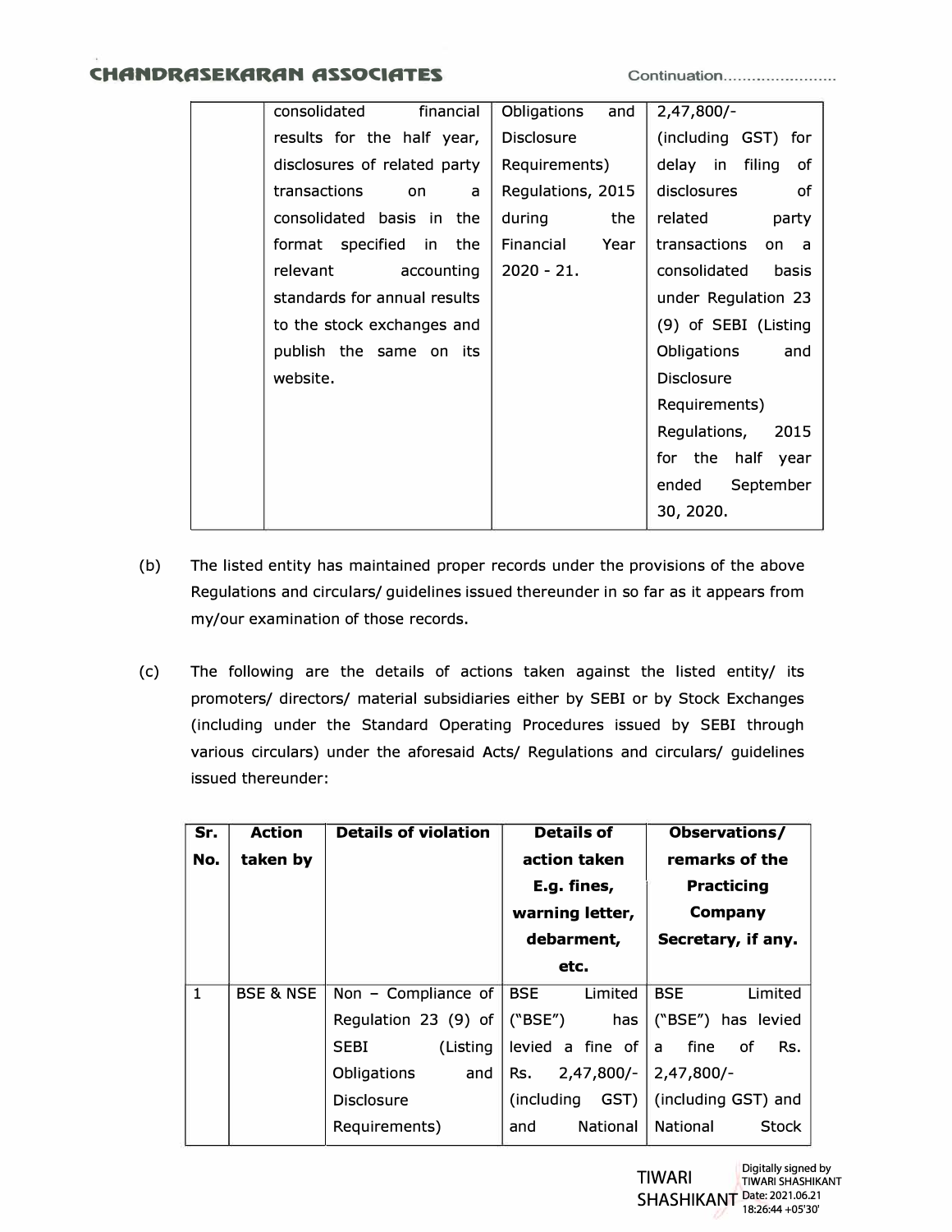| | consolidated financial results for the half year, disclosures of related party transactions on a consolidated basis in the format specified in the relevant accounting standards for annual results to the stock exchanges and publish the same on its website. | Obligations and Disclosure Requirements) Regulations, 2015 during the Financial Year 2020 - 21. | 2,47,800/- (including GST) for delay in filing of disclosures of related party transactions on a consolidated basis under Regulation 23 (9) of SEBI (Listing Obligations and Disclosure Requirements) Regulations, 2015 for the half year ended September 30, 2020. |
|---|---|---|---|

(b) The listed entity has maintained proper records under the provisions of the above Regulations and circulars/ guidelines issued thereunder in so far as it appears from my/our examination of those records.

(c) The following are the details of actions taken against the listed entity/ its promoters/ directors/ material subsidiaries either by SEBI or by Stock Exchanges (including under the Standard Operating Procedures issued by SEBI through various circulars) under the aforesaid Acts/ Regulations and circulars/ guidelines issued thereunder:

| Sr. No. | Action taken by | Details of violation | Details of action taken E.g. fines, warning letter, debarment, etc. | Observations/ remarks of the Practicing Company Secretary, if any. |
|---|---|---|---|---|
| 1 | BSE & NSE | Non – Compliance of Regulation 23 (9) of SEBI (Listing Obligations and Disclosure Requirements) | BSE Limited ("BSE") has levied a fine of Rs. 2,47,800/- (including GST) and National | BSE Limited ("BSE") has levied a fine of Rs. 2,47,800/- (including GST) and National Stock |

TIWARI SHASHIKANT Digitally signed by TIWARI SHASHIKANT Date: 2021.06.21 18:26:44 +05'30'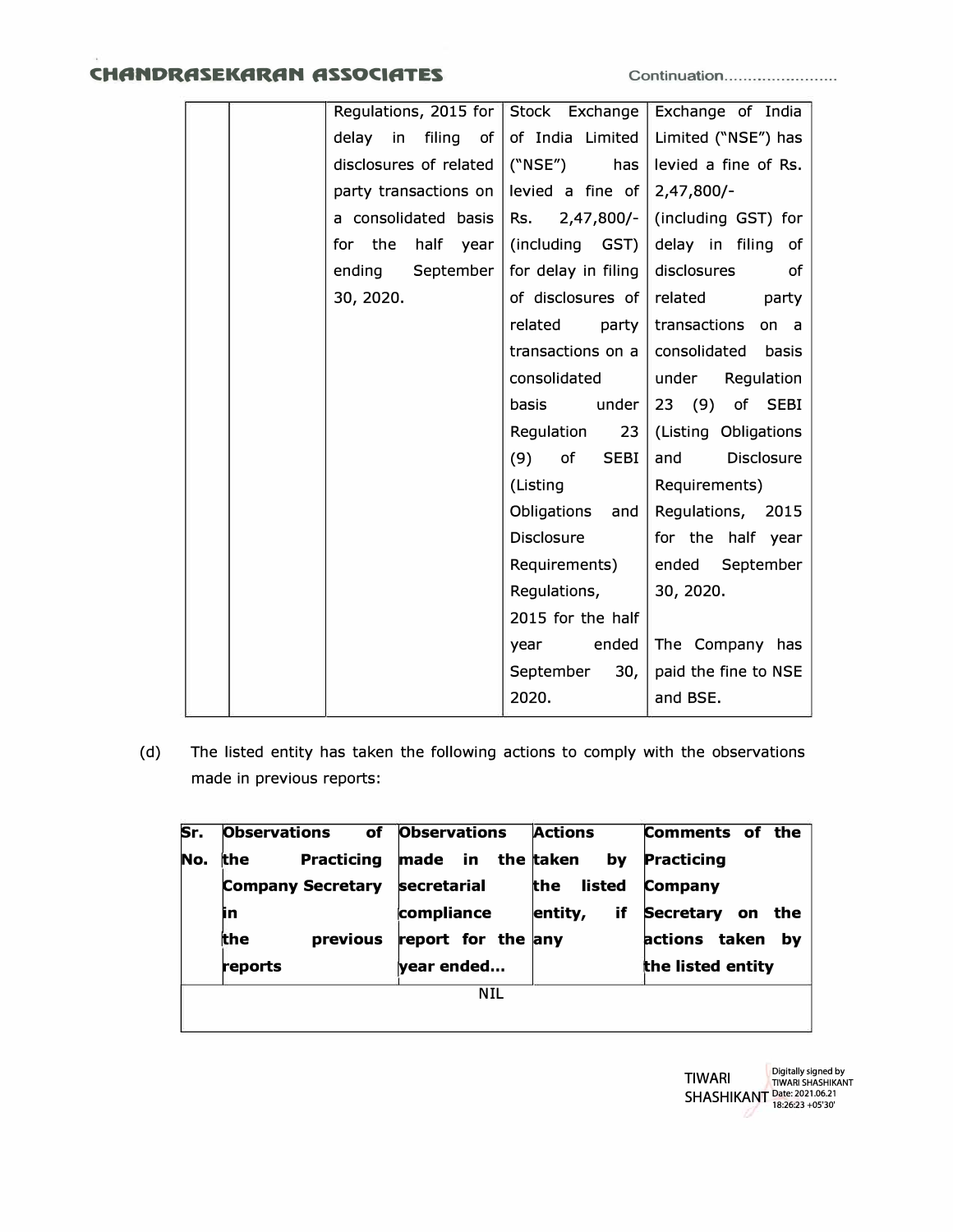| | | Regulations, 2015 for delay in filing of disclosures of related party transactions on a consolidated basis for the half year ending September 30, 2020. | Stock Exchange of India Limited ("NSE") has levied a fine of Rs. 2,47,800/- (including GST) for delay in filing of disclosures of related party transactions on a consolidated basis under Regulation 23 (9) of SEBI (Listing Obligations and Disclosure Requirements) Regulations, 2015 for the half year ended September 30, 2020. | Exchange of India Limited ("NSE") has levied a fine of Rs. 2,47,800/- (including GST) for delay in filing of disclosures of related party transactions on a consolidated basis under Regulation 23 (9) of SEBI (Listing Obligations and Disclosure Requirements) Regulations, 2015 for the half year ended September 30, 2020.<br><br>The Company has paid the fine to NSE and BSE. |
|---|---|---|---|---|

(d) The listed entity has taken the following actions to comply with the observations made in previous reports:

| Sr. No. | Observations of the Practicing Company Secretary in the previous reports | Observations made in the secretarial compliance report for the year ended... | Actions taken by the listed entity, if any | Comments of the Practicing Company Secretary on the actions taken by the listed entity |
|---|---|---|---|---|
| | | NIL | | |

TIWARI SHASHIKANT
Digitally signed by TIWARI SHASHIKANT
Date: 2021.06.21 18:26:23 +05'30'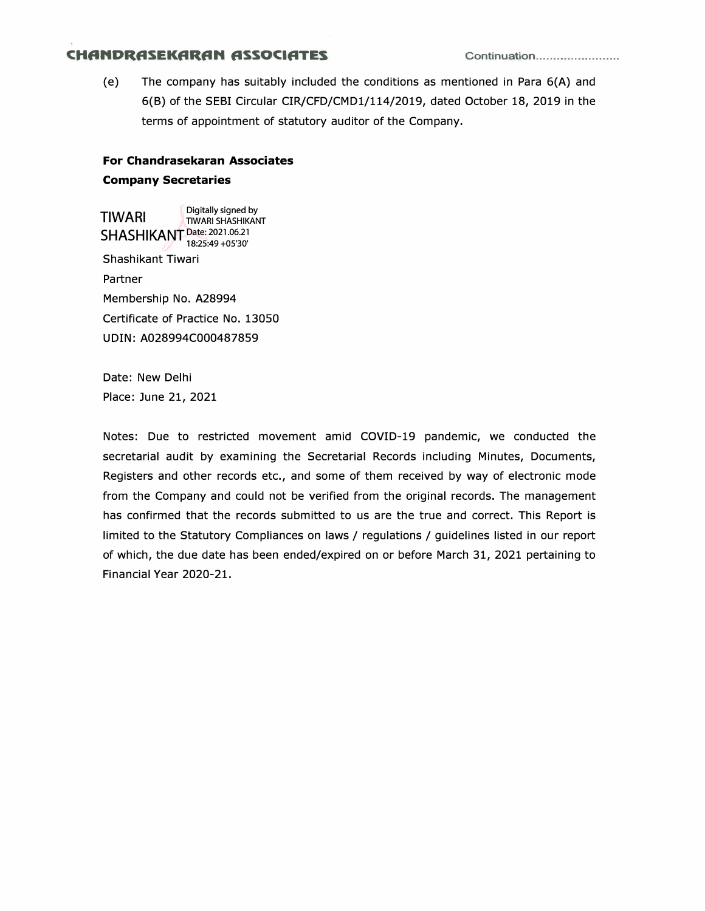(e) The company has suitably included the conditions as mentioned in Para 6(A) and 6(B) of the SEBI Circular CIR/CFD/CMD1/114/2019, dated October 18, 2019 in the terms of appointment of statutory auditor of the Company.

**For Chandrasekaran Associates**
**Company Secretaries**

TIWARI SHASHIKANT
Digitally signed by TIWARI SHASHIKANT
Date: 2021.06.21 18:25:49 +05'30'

Shashikant Tiwari
Partner
Membership No. A28994
Certificate of Practice No. 13050
UDIN: A028994C000487859

Date: New Delhi
Place: June 21, 2021

Notes: Due to restricted movement amid COVID-19 pandemic, we conducted the secretarial audit by examining the Secretarial Records including Minutes, Documents, Registers and other records etc., and some of them received by way of electronic mode from the Company and could not be verified from the original records. The management has confirmed that the records submitted to us are the true and correct. This Report is limited to the Statutory Compliances on laws / regulations / guidelines listed in our report of which, the due date has been ended/expired on or before March 31, 2021 pertaining to Financial Year 2020-21.